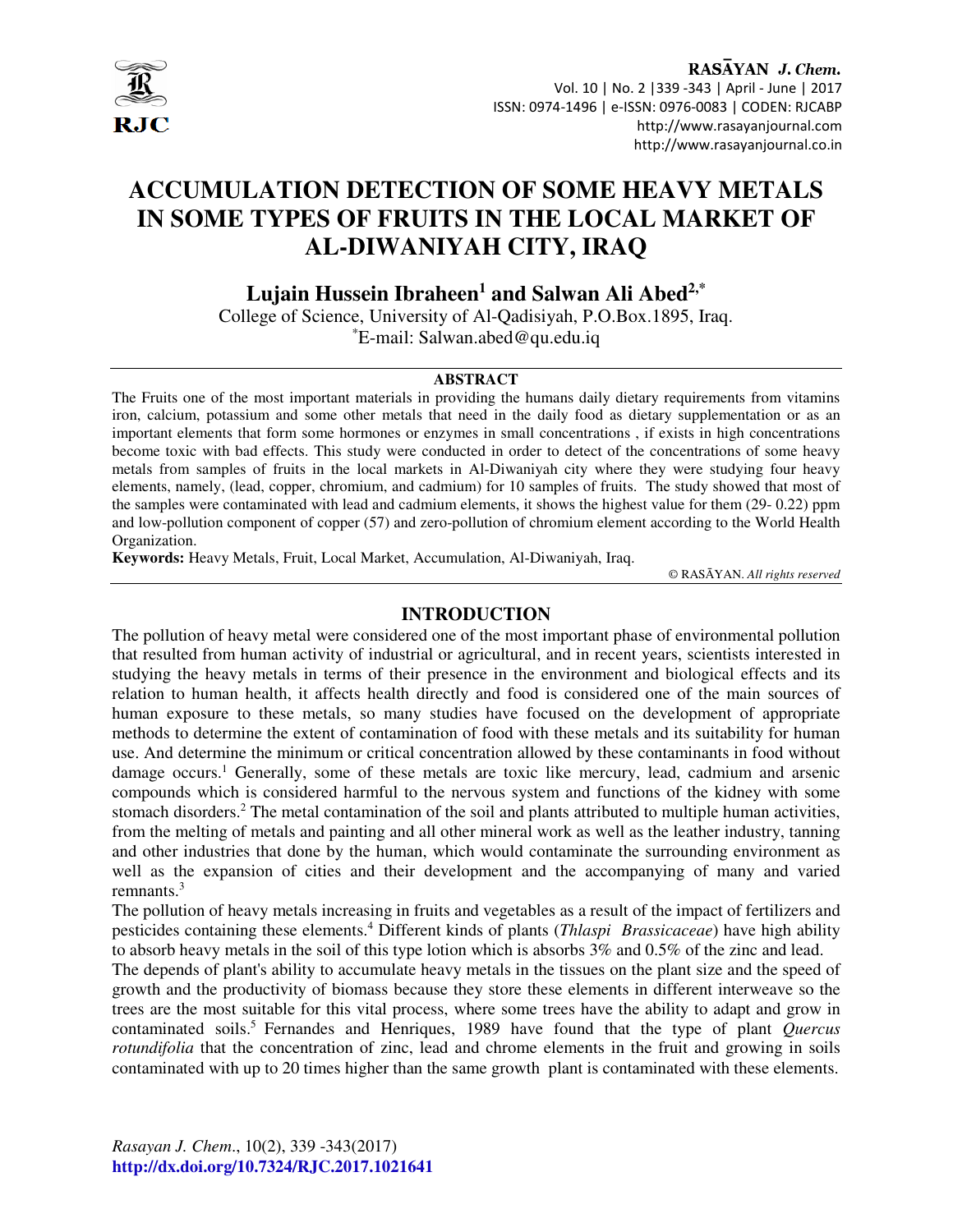# ACCUMULATION DETECTION OF SOME HEAVY METALS IN SOME TYPES OF FRUITS IN THE LOCAL MARKET OF AL-DIWANIYAH CITY, IRAQ

**Lujain Hussein Ibraheen[1] and Salwan Ali Abed[2,*]**

College of Science, University of Al-Qadisiyah, P.O.Box.1895, Iraq.

*E-mail: Salwan.abed@qu.edu.iq

## ABSTRACT

The Fruits one of the most important materials in providing the humans daily dietary requirements from vitamins iron, calcium, potassium and some other metals that need in the daily food as dietary supplementation or as an important elements that form some hormones or enzymes in small concentrations , if exists in high concentrations become toxic with bad effects. This study were conducted in order to detect of the concentrations of some heavy metals from samples of fruits in the local markets in Al-Diwaniyah city where they were studying four heavy elements, namely, (lead, copper, chromium, and cadmium) for 10 samples of fruits. The study showed that most of the samples were contaminated with lead and cadmium elements, it shows the highest value for them (29- 0.22) ppm and low-pollution component of copper (57) and zero-pollution of chromium element according to the World Health Organization.

**Keywords:** Heavy Metals, Fruit, Local Market, Accumulation, Al-Diwaniyah, Iraq.

© RASĀYAN. *All rights reserved*

## INTRODUCTION

The pollution of heavy metal were considered one of the most important phase of environmental pollution that resulted from human activity of industrial or agricultural, and in recent years, scientists interested in studying the heavy metals in terms of their presence in the environment and biological effects and its relation to human health, it affects health directly and food is considered one of the main sources of human exposure to these metals, so many studies have focused on the development of appropriate methods to determine the extent of contamination of food with these metals and its suitability for human use. And determine the minimum or critical concentration allowed by these contaminants in food without damage occurs.[1] Generally, some of these metals are toxic like mercury, lead, cadmium and arsenic compounds which is considered harmful to the nervous system and functions of the kidney with some stomach disorders.[2] The metal contamination of the soil and plants attributed to multiple human activities, from the melting of metals and painting and all other mineral work as well as the leather industry, tanning and other industries that done by the human, which would contaminate the surrounding environment as well as the expansion of cities and their development and the accompanying of many and varied remnants.[3]

The pollution of heavy metals increasing in fruits and vegetables as a result of the impact of fertilizers and pesticides containing these elements.[4] Different kinds of plants (*Thlaspi Brassicaceae*) have high ability to absorb heavy metals in the soil of this type lotion which is absorbs 3% and 0.5% of the zinc and lead.

The depends of plant's ability to accumulate heavy metals in the tissues on the plant size and the speed of growth and the productivity of biomass because they store these elements in different interweave so the trees are the most suitable for this vital process, where some trees have the ability to adapt and grow in contaminated soils.[5] Fernandes and Henriques, 1989 have found that the type of plant *Quercus rotundifolia* that the concentration of zinc, lead and chrome elements in the fruit and growing in soils contaminated with up to 20 times higher than the same growth plant is contaminated with these elements.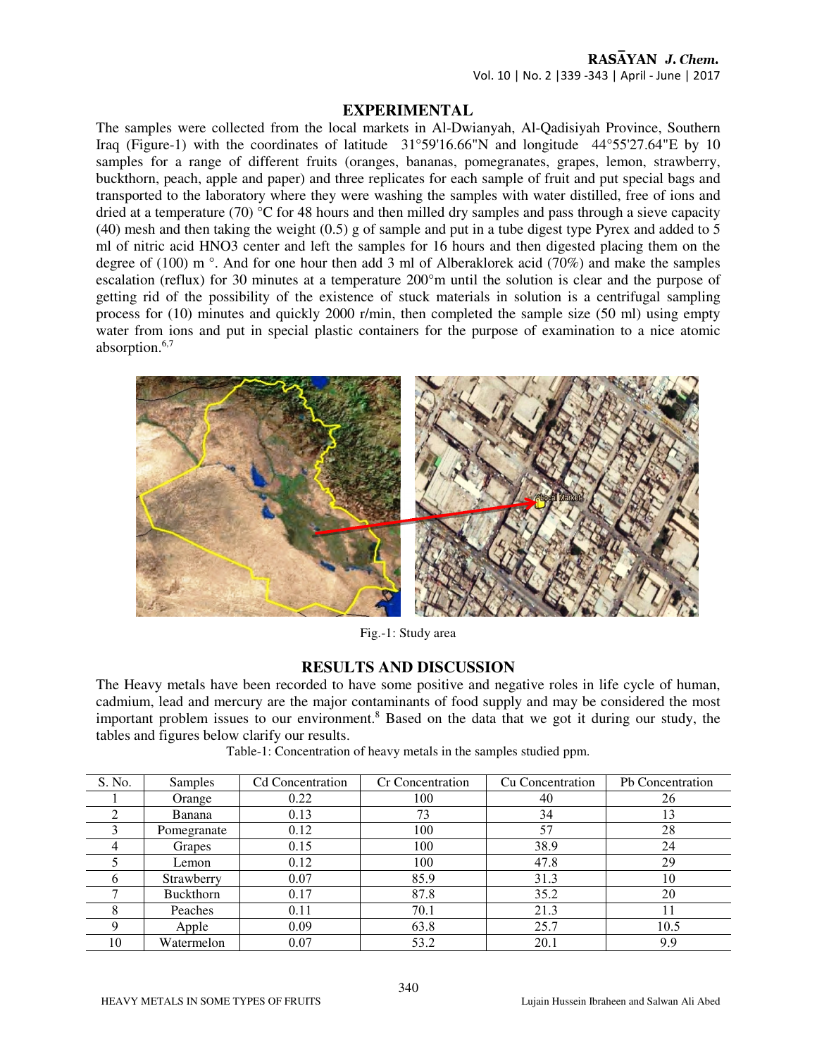## EXPERIMENTAL

The samples were collected from the local markets in Al-Dwianyah, Al-Qadisiyah Province, Southern Iraq (Figure-1) with the coordinates of latitude 31°59'16.66"N and longitude 44°55'27.64"E by 10 samples for a range of different fruits (oranges, bananas, pomegranates, grapes, lemon, strawberry, buckthorn, peach, apple and paper) and three replicates for each sample of fruit and put special bags and transported to the laboratory where they were washing the samples with water distilled, free of ions and dried at a temperature (70) °C for 48 hours and then milled dry samples and pass through a sieve capacity (40) mesh and then taking the weight (0.5) g of sample and put in a tube digest type Pyrex and added to 5 ml of nitric acid HNO3 center and left the samples for 16 hours and then digested placing them on the degree of (100) m °. And for one hour then add 3 ml of Alberaklorek acid (70%) and make the samples escalation (reflux) for 30 minutes at a temperature 200°m until the solution is clear and the purpose of getting rid of the possibility of the existence of stuck materials in solution is a centrifugal sampling process for (10) minutes and quickly 2000 r/min, then completed the sample size (50 ml) using empty water from ions and put in special plastic containers for the purpose of examination to a nice atomic absorption.[6,7]

Fig.-1: Study area

## RESULTS AND DISCUSSION

The Heavy metals have been recorded to have some positive and negative roles in life cycle of human, cadmium, lead and mercury are the major contaminants of food supply and may be considered the most important problem issues to our environment.[8] Based on the data that we got it during our study, the tables and figures below clarify our results.

Table-1: Concentration of heavy metals in the samples studied ppm.

| S. No. | Samples | Cd Concentration | Cr Concentration | Cu Concentration | Pb Concentration |
|---|---|---|---|---|---|
| 1 | Orange | 0.22 | 100 | 40 | 26 |
| 2 | Banana | 0.13 | 73 | 34 | 13 |
| 3 | Pomegranate | 0.12 | 100 | 57 | 28 |
| 4 | Grapes | 0.15 | 100 | 38.9 | 24 |
| 5 | Lemon | 0.12 | 100 | 47.8 | 29 |
| 6 | Strawberry | 0.07 | 85.9 | 31.3 | 10 |
| 7 | Buckthorn | 0.17 | 87.8 | 35.2 | 20 |
| 8 | Peaches | 0.11 | 70.1 | 21.3 | 11 |
| 9 | Apple | 0.09 | 63.8 | 25.7 | 10.5 |
| 10 | Watermelon | 0.07 | 53.2 | 20.1 | 9.9 |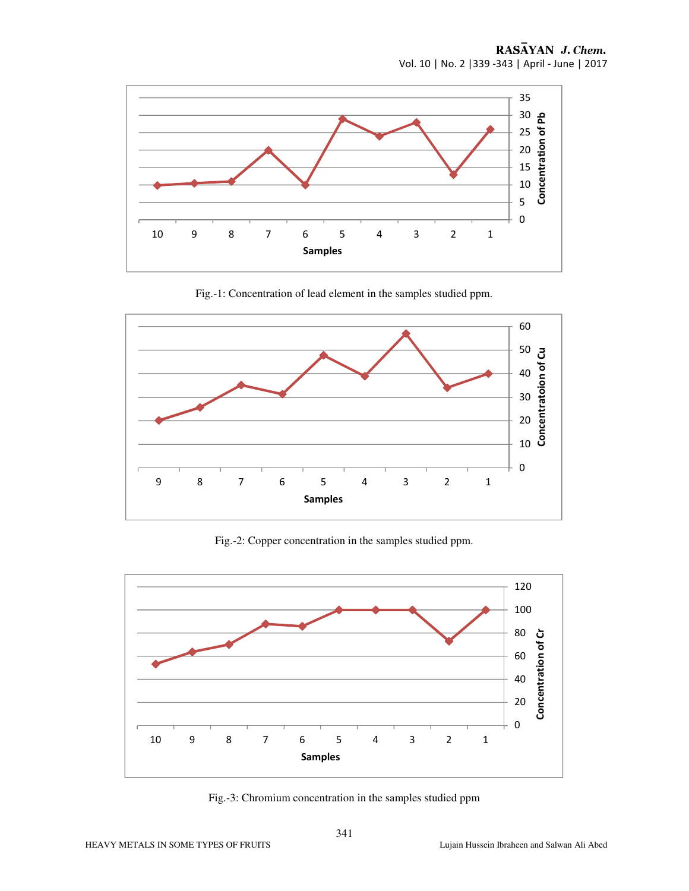Fig.-1: Concentration of lead element in the samples studied ppm.

Fig.-2: Copper concentration in the samples studied ppm.

Fig.-3: Chromium concentration in the samples studied ppm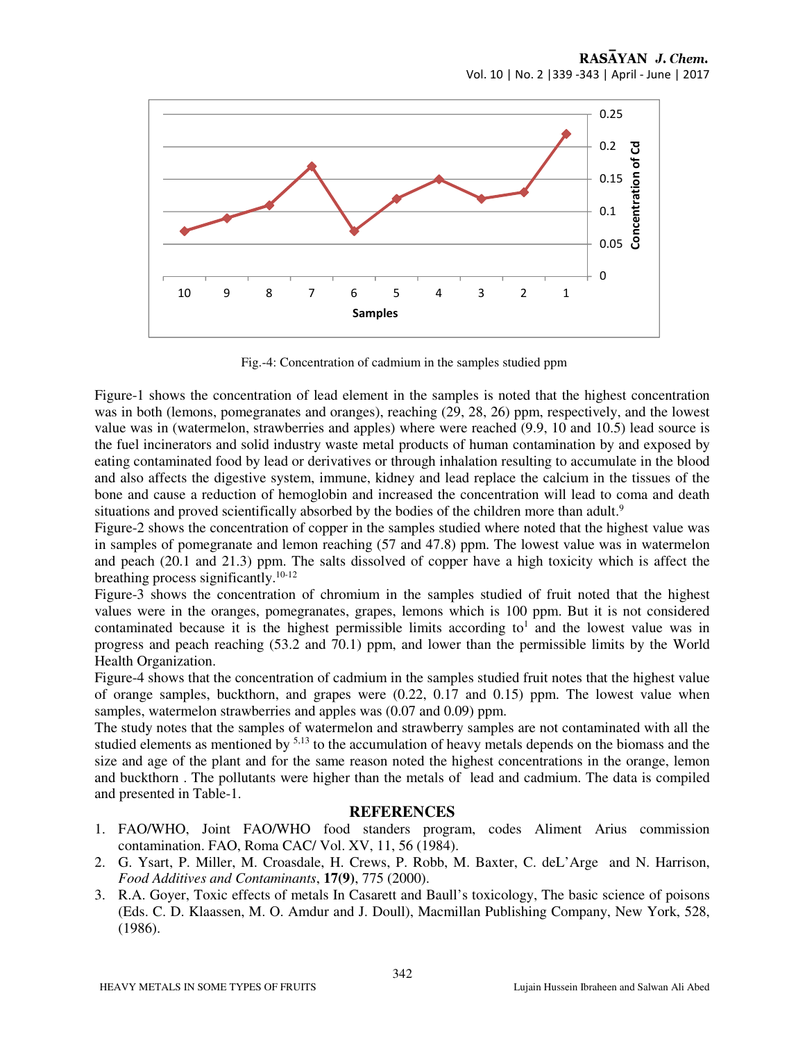Fig.-4: Concentration of cadmium in the samples studied ppm

Figure-1 shows the concentration of lead element in the samples is noted that the highest concentration was in both (lemons, pomegranates and oranges), reaching (29, 28, 26) ppm, respectively, and the lowest value was in (watermelon, strawberries and apples) where were reached (9.9, 10 and 10.5) lead source is the fuel incinerators and solid industry waste metal products of human contamination by and exposed by eating contaminated food by lead or derivatives or through inhalation resulting to accumulate in the blood and also affects the digestive system, immune, kidney and lead replace the calcium in the tissues of the bone and cause a reduction of hemoglobin and increased the concentration will lead to coma and death situations and proved scientifically absorbed by the bodies of the children more than adult.[9]

Figure-2 shows the concentration of copper in the samples studied where noted that the highest value was in samples of pomegranate and lemon reaching (57 and 47.8) ppm. The lowest value was in watermelon and peach (20.1 and 21.3) ppm. The salts dissolved of copper have a high toxicity which is affect the breathing process significantly.[10-12]

Figure-3 shows the concentration of chromium in the samples studied of fruit noted that the highest values were in the oranges, pomegranates, grapes, lemons which is 100 ppm. But it is not considered contaminated because it is the highest permissible limits according to[1] and the lowest value was in progress and peach reaching (53.2 and 70.1) ppm, and lower than the permissible limits by the World Health Organization.

Figure-4 shows that the concentration of cadmium in the samples studied fruit notes that the highest value of orange samples, buckthorn, and grapes were (0.22, 0.17 and 0.15) ppm. The lowest value when samples, watermelon strawberries and apples was (0.07 and 0.09) ppm.

The study notes that the samples of watermelon and strawberry samples are not contaminated with all the studied elements as mentioned by [5,13] to the accumulation of heavy metals depends on the biomass and the size and age of the plant and for the same reason noted the highest concentrations in the orange, lemon and buckthorn . The pollutants were higher than the metals of lead and cadmium. The data is compiled and presented in Table-1.

## REFERENCES

1. FAO/WHO, Joint FAO/WHO food standers program, codes Aliment Arius commission contamination. FAO, Roma CAC/ Vol. XV, 11, 56 (1984).
2. G. Ysart, P. Miller, M. Croasdale, H. Crews, P. Robb, M. Baxter, C. deL'Arge and N. Harrison, *Food Additives and Contaminants*, **17(9)**, 775 (2000).
3. R.A. Goyer, Toxic effects of metals In Casarett and Baull's toxicology, The basic science of poisons (Eds. C. D. Klaassen, M. O. Amdur and J. Doull), Macmillan Publishing Company, New York, 528, (1986).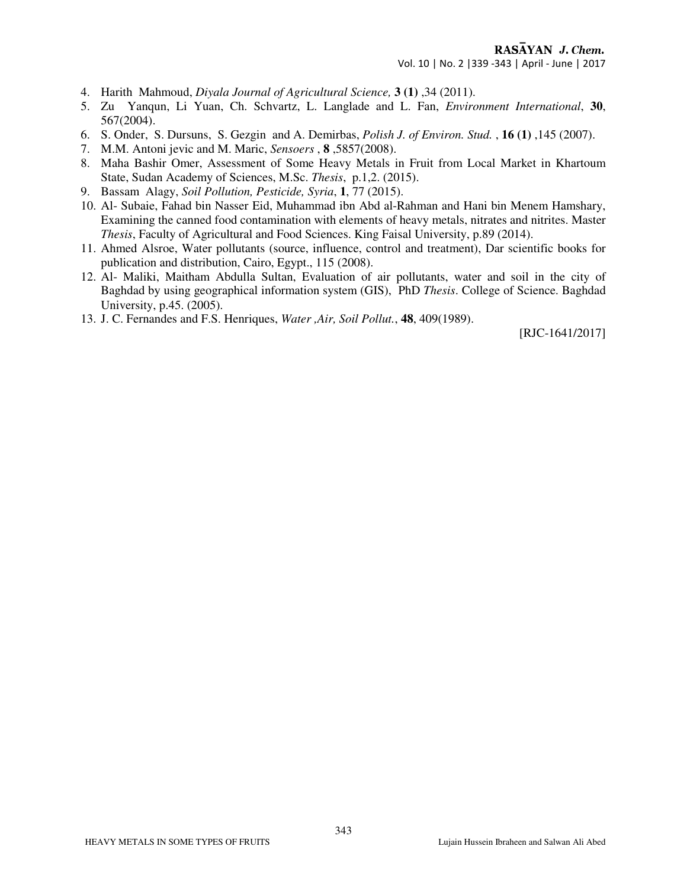4. Harith Mahmoud, *Diyala Journal of Agricultural Science,* **3 (1)** ,34 (2011).
5. Zu Yanqun, Li Yuan, Ch. Schvartz, L. Langlade and L. Fan, *Environment International*, **30**, 567(2004).
6. S. Onder, S. Dursuns, S. Gezgin and A. Demirbas, *Polish J. of Environ. Stud.* , **16 (1)** ,145 (2007).
7. M.M. Antoni jevic and M. Maric, *Sensoers* , **8** ,5857(2008).
8. Maha Bashir Omer, Assessment of Some Heavy Metals in Fruit from Local Market in Khartoum State, Sudan Academy of Sciences, M.Sc. *Thesis*, p.1,2. (2015).
9. Bassam Alagy, *Soil Pollution, Pesticide, Syria*, **1**, 77 (2015).
10. Al- Subaie, Fahad bin Nasser Eid, Muhammad ibn Abd al-Rahman and Hani bin Menem Hamshary, Examining the canned food contamination with elements of heavy metals, nitrates and nitrites. Master *Thesis*, Faculty of Agricultural and Food Sciences. King Faisal University, p.89 (2014).
11. Ahmed Alsroe, Water pollutants (source, influence, control and treatment), Dar scientific books for publication and distribution, Cairo, Egypt., 115 (2008).
12. Al- Maliki, Maitham Abdulla Sultan, Evaluation of air pollutants, water and soil in the city of Baghdad by using geographical information system (GIS), PhD *Thesis*. College of Science. Baghdad University, p.45. (2005).
13. J. C. Fernandes and F.S. Henriques, *Water ,Air, Soil Pollut.*, **48**, 409(1989).

[RJC-1641/2017]